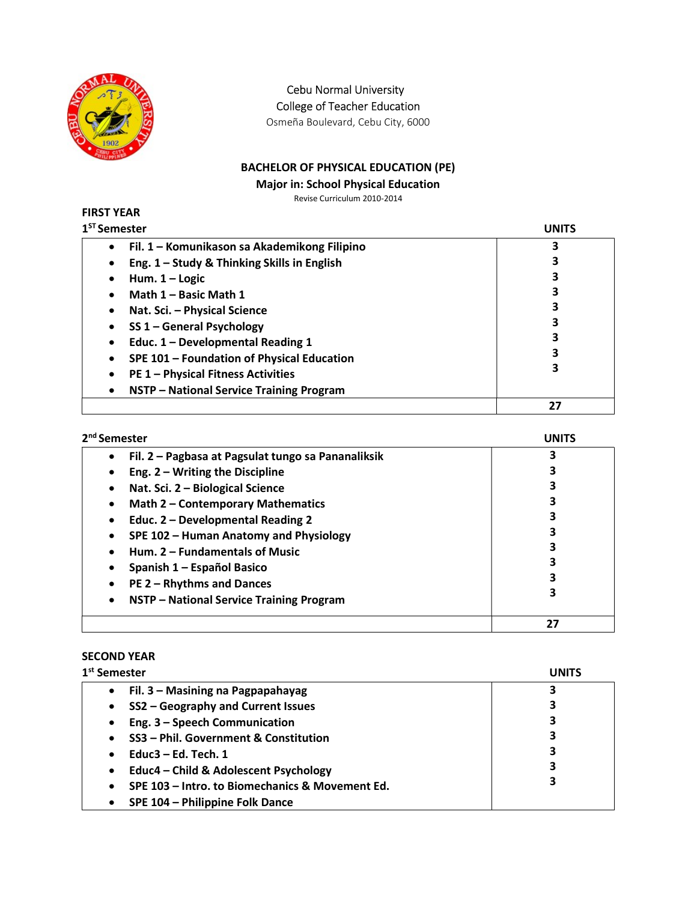Cebu Normal University
College of Teacher Education
Osmeña Boulevard, Cebu City, 6000

## BACHELOR OF PHYSICAL EDUCATION (PE)

### Major in: School Physical Education

Revise Curriculum 2010-2014

### FIRST YEAR

**1ST Semester**

| Course | UNITS |
|---|---|
| • Fil. 1 – Komunikason sa Akademikong Filipino | 3 |
| • Eng. 1 – Study & Thinking Skills in English | 3 |
| • Hum. 1 – Logic | 3 |
| • Math 1 – Basic Math 1 | 3 |
| • Nat. Sci. – Physical Science | 3 |
| • SS 1 – General Psychology | 3 |
| • Educ. 1 – Developmental Reading 1 | 3 |
| • SPE 101 – Foundation of Physical Education | 3 |
| • PE 1 – Physical Fitness Activities | 3 |
| • NSTP – National Service Training Program | |
| | **27** |

**2nd Semester**

| Course | UNITS |
|---|---|
| • Fil. 2 – Pagbasa at Pagsulat tungo sa Pananaliksik | 3 |
| • Eng. 2 – Writing the Discipline | 3 |
| • Nat. Sci. 2 – Biological Science | 3 |
| • Math 2 – Contemporary Mathematics | 3 |
| • Educ. 2 – Developmental Reading 2 | 3 |
| • SPE 102 – Human Anatomy and Physiology | 3 |
| • Hum. 2 – Fundamentals of Music | 3 |
| • Spanish 1 – Español Basico | 3 |
| • PE 2 – Rhythms and Dances | 3 |
| • NSTP – National Service Training Program | 3 |
| | **27** |

### SECOND YEAR

**1st Semester**

| Course | UNITS |
|---|---|
| • Fil. 3 – Masining na Pagpapahayag | 3 |
| • SS2 – Geography and Current Issues | 3 |
| • Eng. 3 – Speech Communication | 3 |
| • SS3 – Phil. Government & Constitution | 3 |
| • Educ3 – Ed. Tech. 1 | 3 |
| • Educ4 – Child & Adolescent Psychology | 3 |
| • SPE 103 – Intro. to Biomechanics & Movement Ed. | 3 |
| • SPE 104 – Philippine Folk Dance | |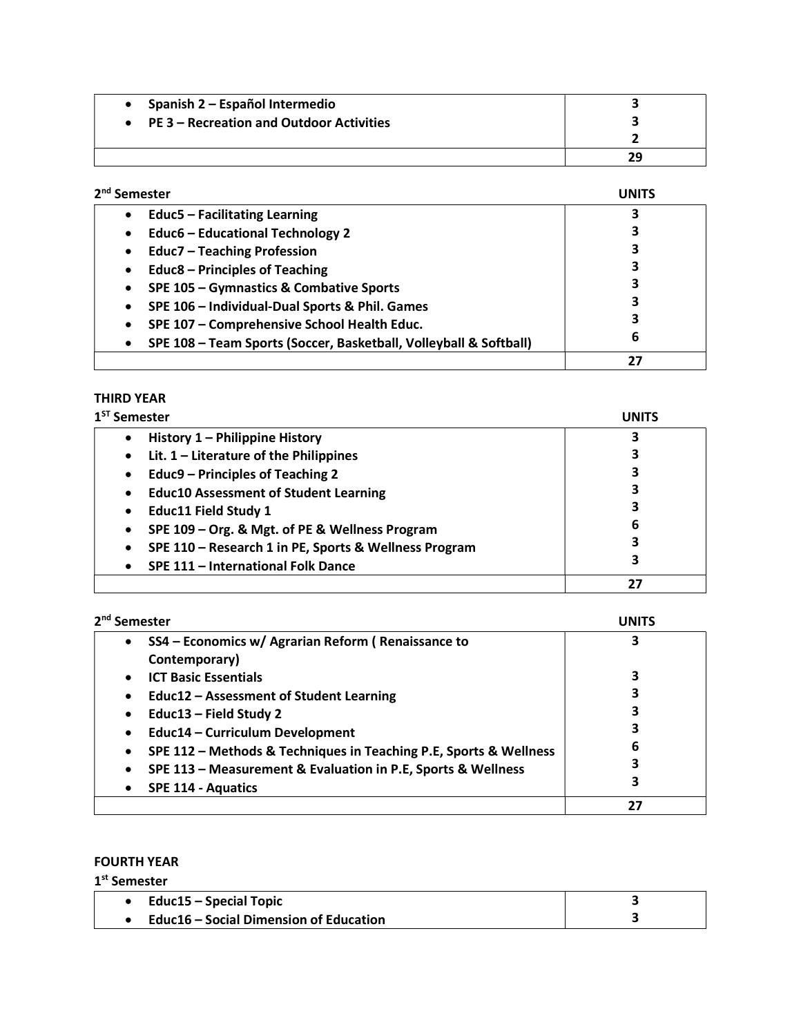| | |
|---|---|
| • **Spanish 2 – Español Intermedio** | **3** |
| • **PE 3 – Recreation and Outdoor Activities** | **3** |
| | **2** |
| | **29** |

**2nd Semester**

| | **UNITS** |
|---|---|
| • **Educ5 – Facilitating Learning** | **3** |
| • **Educ6 – Educational Technology 2** | **3** |
| • **Educ7 – Teaching Profession** | **3** |
| • **Educ8 – Principles of Teaching** | **3** |
| • **SPE 105 – Gymnastics & Combative Sports** | **3** |
| • **SPE 106 – Individual-Dual Sports & Phil. Games** | **3** |
| • **SPE 107 – Comprehensive School Health Educ.** | **3** |
| • **SPE 108 – Team Sports (Soccer, Basketball, Volleyball & Softball)** | **6** |
| | **27** |

**THIRD YEAR**

**1ST Semester**

| | **UNITS** |
|---|---|
| • **History 1 – Philippine History** | **3** |
| • **Lit. 1 – Literature of the Philippines** | **3** |
| • **Educ9 – Principles of Teaching 2** | **3** |
| • **Educ10 Assessment of Student Learning** | **3** |
| • **Educ11 Field Study 1** | **3** |
| • **SPE 109 – Org. & Mgt. of PE & Wellness Program** | **6** |
| • **SPE 110 – Research 1 in PE, Sports & Wellness Program** | **3** |
| • **SPE 111 – International Folk Dance** | **3** |
| | **27** |

**2nd Semester**

| | **UNITS** |
|---|---|
| • **SS4 – Economics w/ Agrarian Reform ( Renaissance to Contemporary)** | **3** |
| • **ICT Basic Essentials** | **3** |
| • **Educ12 – Assessment of Student Learning** | **3** |
| • **Educ13 – Field Study 2** | **3** |
| • **Educ14 – Curriculum Development** | **3** |
| • **SPE 112 – Methods & Techniques in Teaching P.E, Sports & Wellness** | **6** |
| • **SPE 113 – Measurement & Evaluation in P.E, Sports & Wellness** | **3** |
| • **SPE 114 - Aquatics** | **3** |
| | **27** |

**FOURTH YEAR**

**1st Semester**

| | |
|---|---|
| • **Educ15 – Special Topic** | **3** |
| • **Educ16 – Social Dimension of Education** | **3** |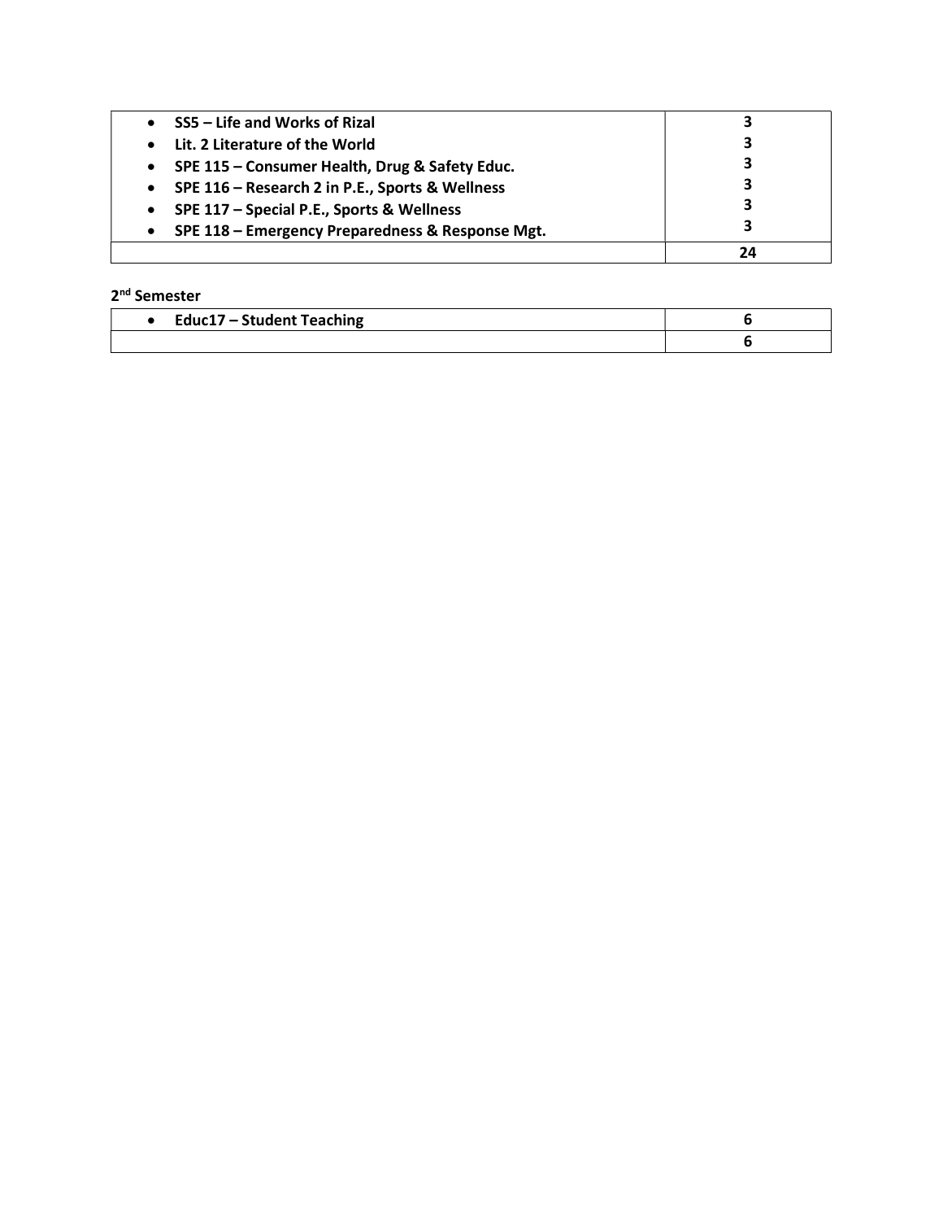| | |
|---|---|
| • **SS5 – Life and Works of Rizal** | **3** |
| • **Lit. 2 Literature of the World** | **3** |
| • **SPE 115 – Consumer Health, Drug & Safety Educ.** | **3** |
| • **SPE 116 – Research 2 in P.E., Sports & Wellness** | **3** |
| • **SPE 117 – Special P.E., Sports & Wellness** | **3** |
| • **SPE 118 – Emergency Preparedness & Response Mgt.** | **3** |
| | **24** |

**2nd Semester**

| | |
|---|---|
| • **Educ17 – Student Teaching** | **6** |
| | **6** |